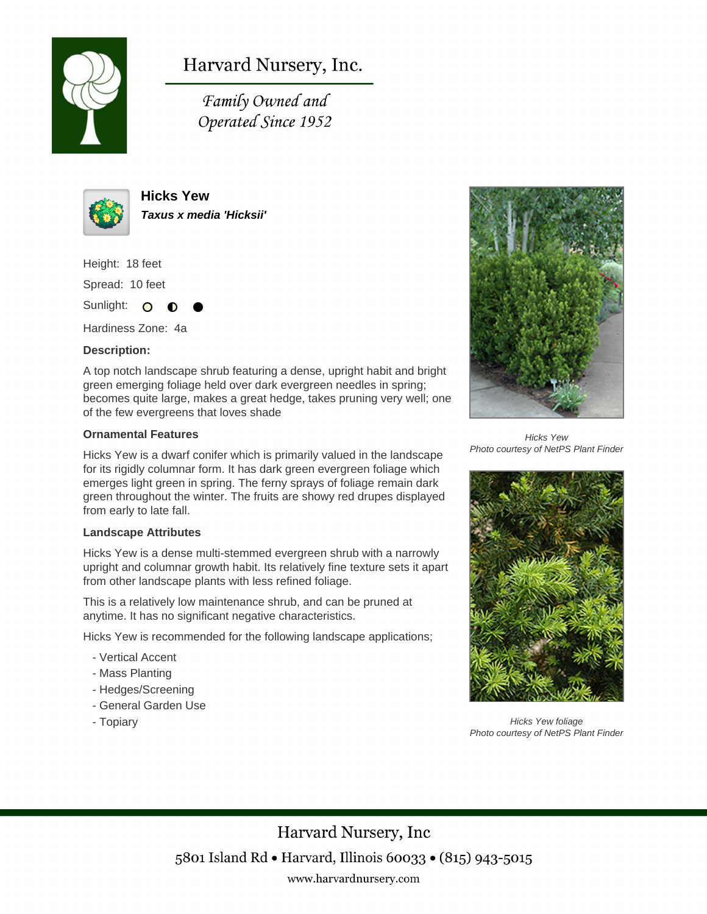# Harvard Nursery, Inc.

*Family Owned and Operated Since 1952*

## Hicks Yew

***Taxus x media 'Hicksii'***

Height: 18 feet

Spread: 10 feet

Sunlight: ○ ◐ ●

Hardiness Zone: 4a

**Description:**

A top notch landscape shrub featuring a dense, upright habit and bright green emerging foliage held over dark evergreen needles in spring; becomes quite large, makes a great hedge, takes pruning very well; one of the few evergreens that loves shade

### Ornamental Features

Hicks Yew is a dwarf conifer which is primarily valued in the landscape for its rigidly columnar form. It has dark green evergreen foliage which emerges light green in spring. The ferny sprays of foliage remain dark green throughout the winter. The fruits are showy red drupes displayed from early to late fall.

### Landscape Attributes

Hicks Yew is a dense multi-stemmed evergreen shrub with a narrowly upright and columnar growth habit. Its relatively fine texture sets it apart from other landscape plants with less refined foliage.

This is a relatively low maintenance shrub, and can be pruned at anytime. It has no significant negative characteristics.

Hicks Yew is recommended for the following landscape applications;

- Vertical Accent
- Mass Planting
- Hedges/Screening
- General Garden Use
- Topiary

*Hicks Yew*
*Photo courtesy of NetPS Plant Finder*

*Hicks Yew foliage*
*Photo courtesy of NetPS Plant Finder*

Harvard Nursery, Inc

5801 Island Rd • Harvard, Illinois 60033 • (815) 943-5015

www.harvardnursery.com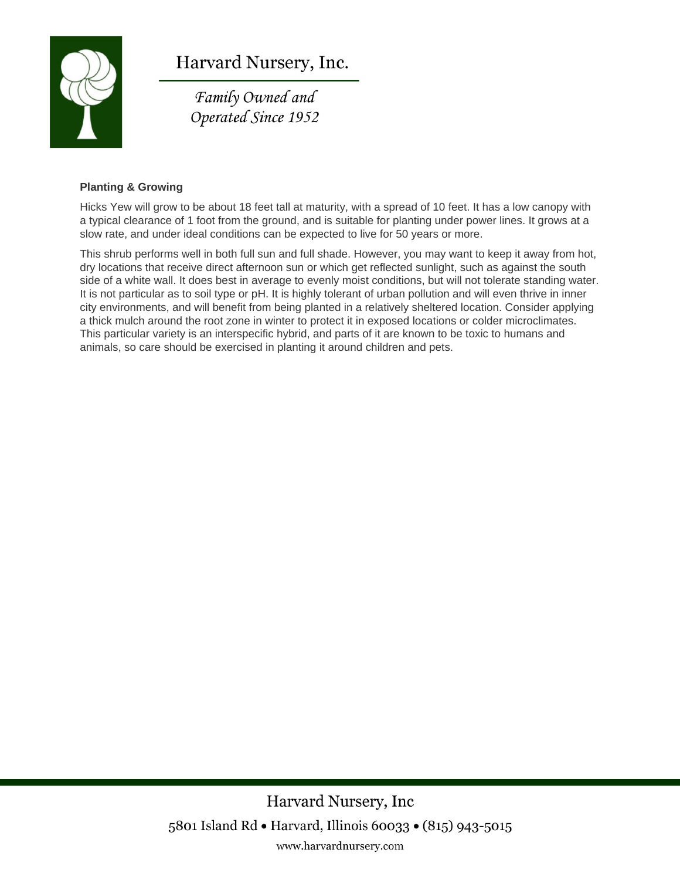Harvard Nursery, Inc.

*Family Owned and Operated Since 1952*

**Planting & Growing**

Hicks Yew will grow to be about 18 feet tall at maturity, with a spread of 10 feet. It has a low canopy with a typical clearance of 1 foot from the ground, and is suitable for planting under power lines. It grows at a slow rate, and under ideal conditions can be expected to live for 50 years or more.

This shrub performs well in both full sun and full shade. However, you may want to keep it away from hot, dry locations that receive direct afternoon sun or which get reflected sunlight, such as against the south side of a white wall. It does best in average to evenly moist conditions, but will not tolerate standing water. It is not particular as to soil type or pH. It is highly tolerant of urban pollution and will even thrive in inner city environments, and will benefit from being planted in a relatively sheltered location. Consider applying a thick mulch around the root zone in winter to protect it in exposed locations or colder microclimates. This particular variety is an interspecific hybrid, and parts of it are known to be toxic to humans and animals, so care should be exercised in planting it around children and pets.

Harvard Nursery, Inc

5801 Island Rd • Harvard, Illinois 60033 • (815) 943-5015

www.harvardnursery.com